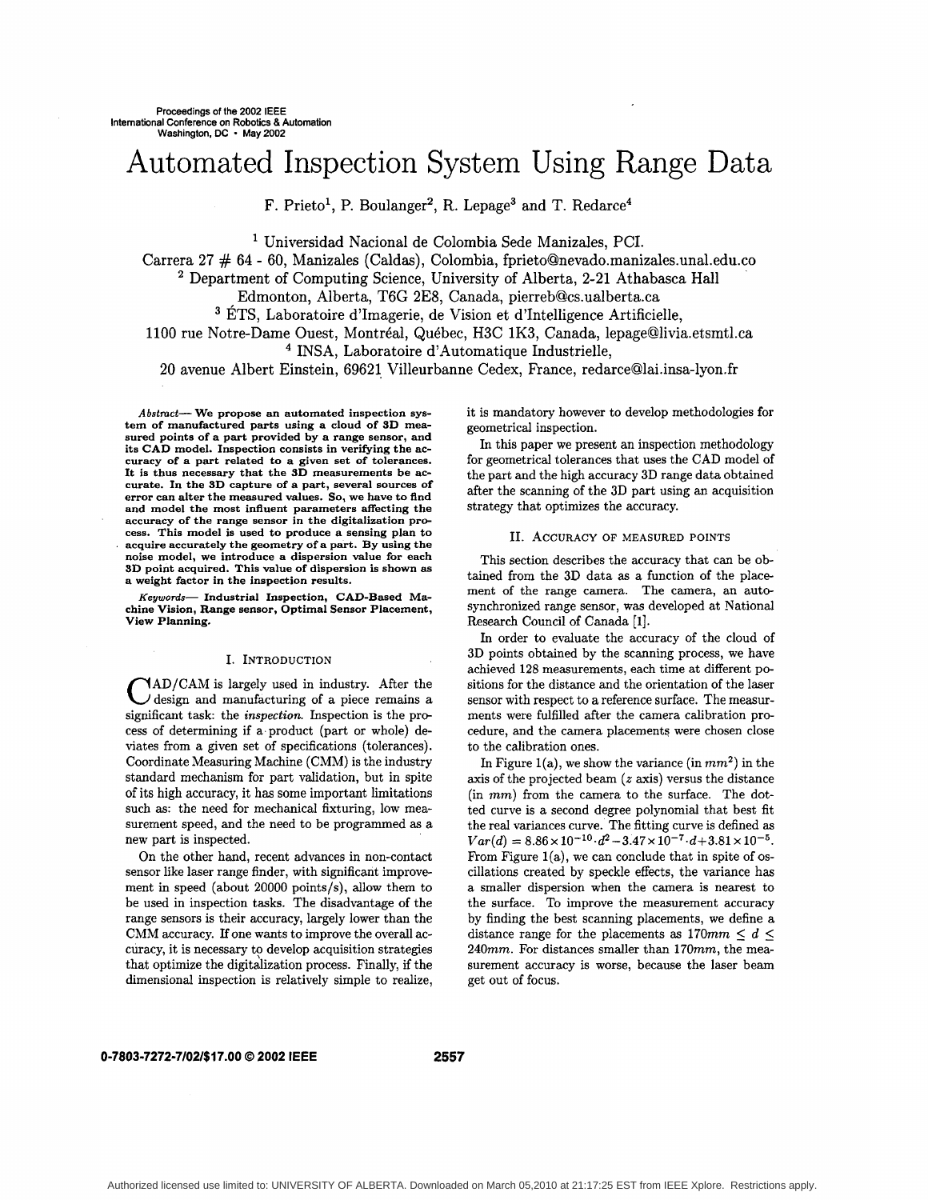# Automated Inspection System Using Range Data

F. Prieto[1], P. Boulanger[2], R. Lepage[3] and T. Redarce[4]

[1] Universidad Nacional de Colombia Sede Manizales, PCI.
Carrera 27 # 64 - 60, Manizales (Caldas), Colombia, fprieto@nevado.manizales.unal.edu.co
[2] Department of Computing Science, University of Alberta, 2-21 Athabasca Hall
Edmonton, Alberta, T6G 2E8, Canada, pierreb@cs.ualberta.ca
[3] ÉTS, Laboratoire d'Imagerie, de Vision et d'Intelligence Artificielle,
1100 rue Notre-Dame Ouest, Montréal, Québec, H3C 1K3, Canada, lepage@livia.etsmtl.ca
[4] INSA, Laboratoire d'Automatique Industrielle,
20 avenue Albert Einstein, 69621 Villeurbanne Cedex, France, redarce@lai.insa-lyon.fr

***Abstract*— We propose an automated inspection system of manufactured parts using a cloud of 3D measured points of a part provided by a range sensor, and its CAD model. Inspection consists in verifying the accuracy of a part related to a given set of tolerances. It is thus necessary that the 3D measurements be accurate. In the 3D capture of a part, several sources of error can alter the measured values. So, we have to find and model the most influent parameters affecting the accuracy of the range sensor in the digitalization process. This model is used to produce a sensing plan to acquire accurately the geometry of a part. By using the noise model, we introduce a dispersion value for each 3D point acquired. This value of dispersion is shown as a weight factor in the inspection results.**

***Keywords*— Industrial Inspection, CAD-Based Machine Vision, Range sensor, Optimal Sensor Placement, View Planning.**

## I. Introduction

CAD/CAM is largely used in industry. After the design and manufacturing of a piece remains a significant task: the *inspection*. Inspection is the process of determining if a product (part or whole) deviates from a given set of specifications (tolerances). Coordinate Measuring Machine (CMM) is the industry standard mechanism for part validation, but in spite of its high accuracy, it has some important limitations such as: the need for mechanical fixturing, low measurement speed, and the need to be programmed as a new part is inspected.

On the other hand, recent advances in non-contact sensor like laser range finder, with significant improvement in speed (about 20000 points/s), allow them to be used in inspection tasks. The disadvantage of the range sensors is their accuracy, largely lower than the CMM accuracy. If one wants to improve the overall accuracy, it is necessary to develop acquisition strategies that optimize the digitalization process. Finally, if the dimensional inspection is relatively simple to realize, it is mandatory however to develop methodologies for geometrical inspection.

In this paper we present an inspection methodology for geometrical tolerances that uses the CAD model of the part and the high accuracy 3D range data obtained after the scanning of the 3D part using an acquisition strategy that optimizes the accuracy.

## II. Accuracy of measured points

This section describes the accuracy that can be obtained from the 3D data as a function of the placement of the range camera. The camera, an auto-synchronized range sensor, was developed at National Research Council of Canada [1].

In order to evaluate the accuracy of the cloud of 3D points obtained by the scanning process, we have achieved 128 measurements, each time at different positions for the distance and the orientation of the laser sensor with respect to a reference surface. The measurements were fulfilled after the camera calibration procedure, and the camera placements were chosen close to the calibration ones.

In Figure 1(a), we show the variance (in $mm^2$) in the axis of the projected beam ($z$ axis) versus the distance (in $mm$) from the camera to the surface. The dotted curve is a second degree polynomial that best fit the real variances curve. The fitting curve is defined as $Var(d) = 8.86 \times 10^{-10} \cdot d^2 - 3.47 \times 10^{-7} \cdot d + 3.81 \times 10^{-5}$. From Figure 1(a), we can conclude that in spite of oscillations created by speckle effects, the variance has a smaller dispersion when the camera is nearest to the surface. To improve the measurement accuracy by finding the best scanning placements, we define a distance range for the placements as $170mm \leq d \leq 240mm$. For distances smaller than $170mm$, the measurement accuracy is worse, because the laser beam get out of focus.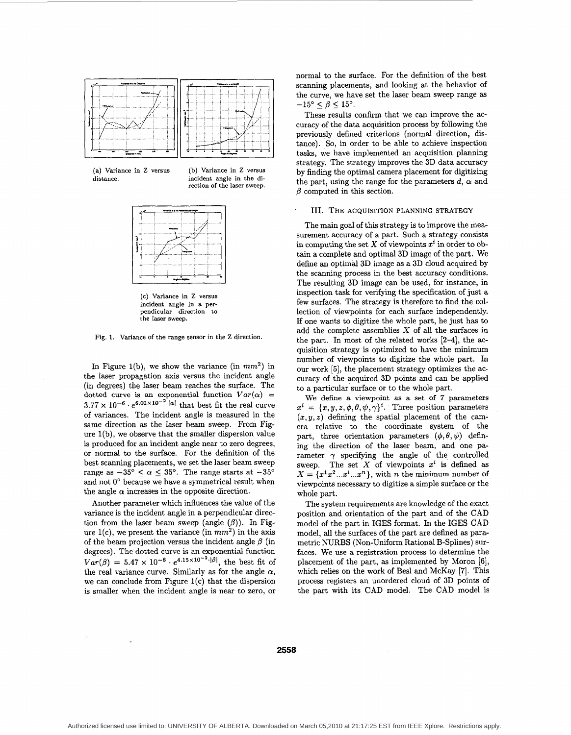(a) Variance in Z versus distance.

(b) Variance in Z versus incident angle in the direction of the laser sweep.

(c) Variance in Z versus incident angle in a perpendicular direction to the laser sweep.

Fig. 1. Variance of the range sensor in the Z direction.

In Figure 1(b), we show the variance (in $mm^2$) in the laser propagation axis versus the incident angle (in degrees) the laser beam reaches the surface. The dotted curve is an exponential function $Var(\alpha) = 3.77 \times 10^{-6} \cdot e^{6.01 \times 10^{-2} \cdot |\alpha|}$ that best fit the real curve of variances. The incident angle is measured in the same direction as the laser beam sweep. From Figure 1(b), we observe that the smaller dispersion value is produced for an incident angle near to zero degrees, or normal to the surface. For the definition of the best scanning placements, we set the laser beam sweep range as $-35° \leq \alpha \leq 35°$. The range starts at $-35°$ and not $0°$ because we have a symmetrical result when the angle $\alpha$ increases in the opposite direction.

Another parameter which influences the value of the variance is the incident angle in a perpendicular direction from the laser beam sweep (angle ($\beta$)). In Figure 1(c), we present the variance (in $mm^2$) in the axis of the beam projection versus the incident angle $\beta$ (in degrees). The dotted curve is an exponential function $Var(\beta) = 5.47 \times 10^{-6} \cdot e^{4.15 \times 10^{-2} \cdot |\beta|}$, the best fit of the real variance curve. Similarly as for the angle $\alpha$, we can conclude from Figure 1(c) that the dispersion is smaller when the incident angle is near to zero, or normal to the surface. For the definition of the best scanning placements, and looking at the behavior of the curve, we have set the laser beam sweep range as $-15° \leq \beta \leq 15°$.

These results confirm that we can improve the accuracy of the data acquisition process by following the previously defined criterions (normal direction, distance). So, in order to be able to achieve inspection tasks, we have implemented an acquisition planning strategy. The strategy improves the 3D data accuracy by finding the optimal camera placement for digitizing the part, using the range for the parameters $d$, $\alpha$ and $\beta$ computed in this section.

## III. The acquisition planning strategy

The main goal of this strategy is to improve the measurement accuracy of a part. Such a strategy consists in computing the set $X$ of viewpoints $x^i$ in order to obtain a complete and optimal 3D image of the part. We define an optimal 3D image as a 3D cloud acquired by the scanning process in the best accuracy conditions. The resulting 3D image can be used, for instance, in inspection task for verifying the specification of just a few surfaces. The strategy is therefore to find the collection of viewpoints for each surface independently. If one wants to digitize the whole part, he just has to add the complete assemblies $X$ of all the surfaces in the part. In most of the related works [2–4], the acquisition strategy is optimized to have the minimum number of viewpoints to digitize the whole part. In our work [5], the placement strategy optimizes the accuracy of the acquired 3D points and can be applied to a particular surface or to the whole part.

We define a viewpoint as a set of 7 parameters $x^i = \{x, y, z, \phi, \theta, \psi, \gamma\}^i$. Three position parameters $(x, y, z)$ defining the spatial placement of the camera relative to the coordinate system of the part, three orientation parameters $(\phi, \theta, \psi)$ defining the direction of the laser beam, and one parameter $\gamma$ specifying the angle of the controlled sweep. The set $X$ of viewpoints $x^i$ is defined as $X = \{x^1 x^2 ... x^i ... x^n\}$, with $n$ the minimum number of viewpoints necessary to digitize a simple surface or the whole part.

The system requirements are knowledge of the exact position and orientation of the part and of the CAD model of the part in IGES format. In the IGES CAD model, all the surfaces of the part are defined as parametric NURBS (Non-Uniform Rational B-Splines) surfaces. We use a registration process to determine the placement of the part, as implemented by Moron [6], which relies on the work of Besl and McKay [7]. This process registers an unordered cloud of 3D points of the part with its CAD model. The CAD model is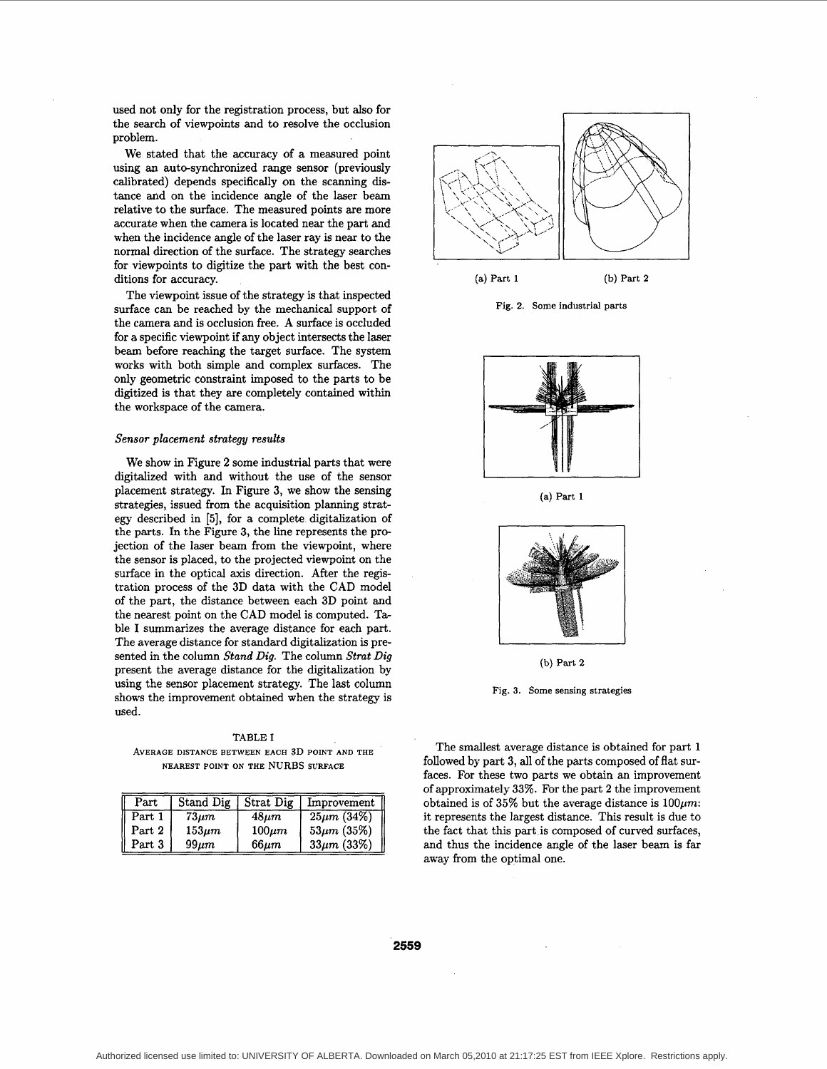used not only for the registration process, but also for the search of viewpoints and to resolve the occlusion problem.

We stated that the accuracy of a measured point using an auto-synchronized range sensor (previously calibrated) depends specifically on the scanning distance and on the incidence angle of the laser beam relative to the surface. The measured points are more accurate when the camera is located near the part and when the incidence angle of the laser ray is near to the normal direction of the surface. The strategy searches for viewpoints to digitize the part with the best conditions for accuracy.

The viewpoint issue of the strategy is that inspected surface can be reached by the mechanical support of the camera and is occlusion free. A surface is occluded for a specific viewpoint if any object intersects the laser beam before reaching the target surface. The system works with both simple and complex surfaces. The only geometric constraint imposed to the parts to be digitized is that they are completely contained within the workspace of the camera.

### *Sensor placement strategy results*

We show in Figure 2 some industrial parts that were digitalized with and without the use of the sensor placement strategy. In Figure 3, we show the sensing strategies, issued from the acquisition planning strategy described in [5], for a complete digitalization of the parts. In the Figure 3, the line represents the projection of the laser beam from the viewpoint, where the sensor is placed, to the projected viewpoint on the surface in the optical axis direction. After the registration process of the 3D data with the CAD model of the part, the distance between each 3D point and the nearest point on the CAD model is computed. Table I summarizes the average distance for each part. The average distance for standard digitalization is presented in the column *Stand Dig*. The column *Strat Dig* present the average distance for the digitalization by using the sensor placement strategy. The last column shows the improvement obtained when the strategy is used.

TABLE I
AVERAGE DISTANCE BETWEEN EACH 3D POINT AND THE NEAREST POINT ON THE NURBS SURFACE

| Part | Stand Dig | Strat Dig | Improvement |
|---|---|---|---|
| Part 1 | $73\mu m$ | $48\mu m$ | $25\mu m$ (34%) |
| Part 2 | $153\mu m$ | $100\mu m$ | $53\mu m$ (35%) |
| Part 3 | $99\mu m$ | $66\mu m$ | $33\mu m$ (33%) |

(a) Part 1 (b) Part 2

Fig. 2. Some industrial parts

(a) Part 1

(b) Part 2

Fig. 3. Some sensing strategies

The smallest average distance is obtained for part 1 followed by part 3, all of the parts composed of flat surfaces. For these two parts we obtain an improvement of approximately 33%. For the part 2 the improvement obtained is of 35% but the average distance is $100\mu m$: it represents the largest distance. This result is due to the fact that this part is composed of curved surfaces, and thus the incidence angle of the laser beam is far away from the optimal one.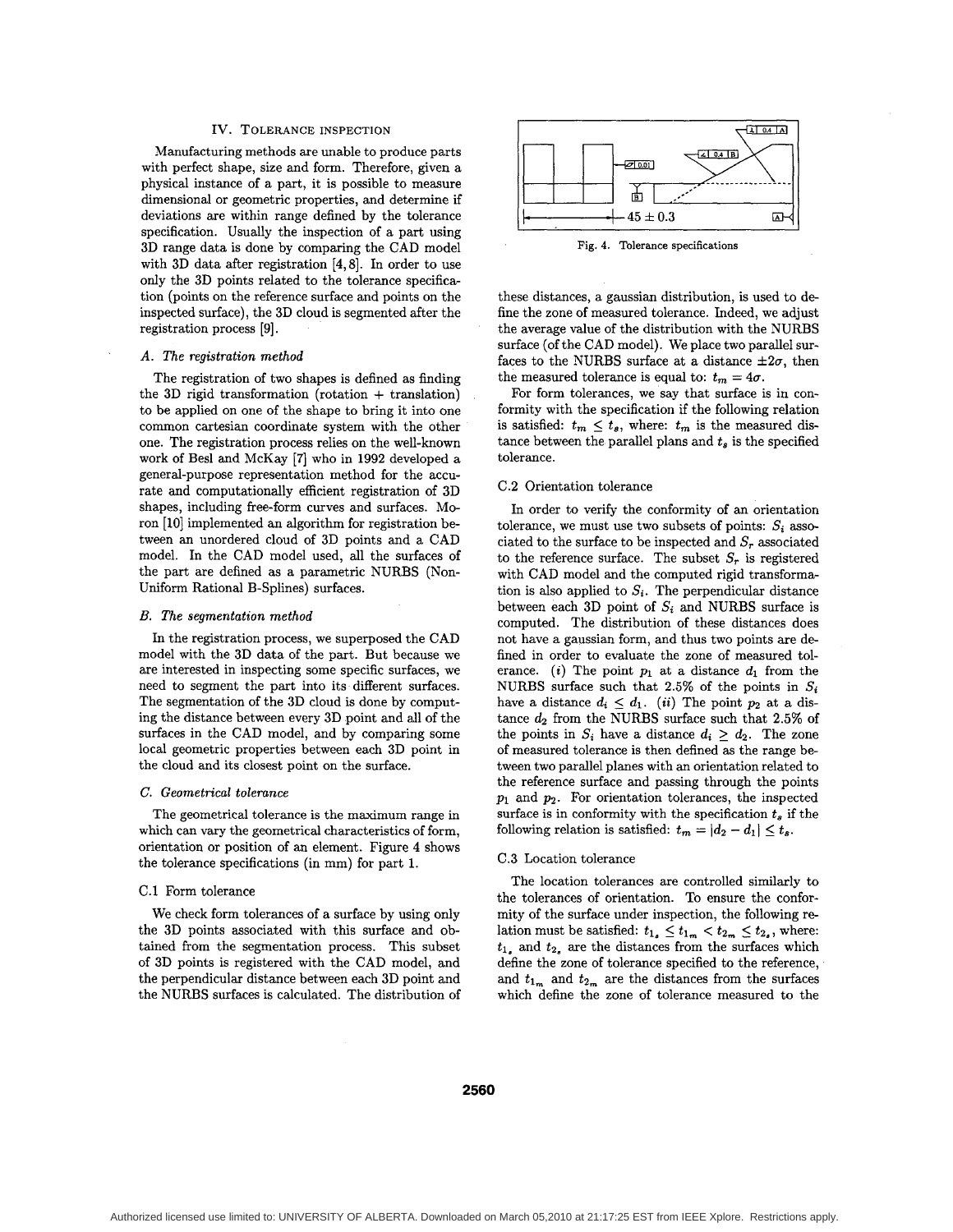## IV. Tolerance inspection

Manufacturing methods are unable to produce parts with perfect shape, size and form. Therefore, given a physical instance of a part, it is possible to measure dimensional or geometric properties, and determine if deviations are within range defined by the tolerance specification. Usually the inspection of a part using 3D range data is done by comparing the CAD model with 3D data after registration [4, 8]. In order to use only the 3D points related to the tolerance specification (points on the reference surface and points on the inspected surface), the 3D cloud is segmented after the registration process [9].

### A. The registration method

The registration of two shapes is defined as finding the 3D rigid transformation (rotation + translation) to be applied on one of the shape to bring it into one common cartesian coordinate system with the other one. The registration process relies on the well-known work of Besl and McKay [7] who in 1992 developed a general-purpose representation method for the accurate and computationally efficient registration of 3D shapes, including free-form curves and surfaces. Moron [10] implemented an algorithm for registration between an unordered cloud of 3D points and a CAD model. In the CAD model used, all the surfaces of the part are defined as a parametric NURBS (Non-Uniform Rational B-Splines) surfaces.

### B. The segmentation method

In the registration process, we superposed the CAD model with the 3D data of the part. But because we are interested in inspecting some specific surfaces, we need to segment the part into its different surfaces. The segmentation of the 3D cloud is done by computing the distance between every 3D point and all of the surfaces in the CAD model, and by comparing some local geometric properties between each 3D point in the cloud and its closest point on the surface.

### C. Geometrical tolerance

The geometrical tolerance is the maximum range in which can vary the geometrical characteristics of form, orientation or position of an element. Figure 4 shows the tolerance specifications (in mm) for part 1.

#### C.1 Form tolerance

We check form tolerances of a surface by using only the 3D points associated with this surface and obtained from the segmentation process. This subset of 3D points is registered with the CAD model, and the perpendicular distance between each 3D point and the NURBS surfaces is calculated. The distribution of these distances, a gaussian distribution, is used to define the zone of measured tolerance. Indeed, we adjust the average value of the distribution with the NURBS surface (of the CAD model). We place two parallel surfaces to the NURBS surface at a distance $\pm 2\sigma$, then the measured tolerance is equal to: $t_m = 4\sigma$.

Fig. 4. Tolerance specifications

For form tolerances, we say that surface is in conformity with the specification if the following relation is satisfied: $t_m \leq t_s$, where: $t_m$ is the measured distance between the parallel plans and $t_s$ is the specified tolerance.

#### C.2 Orientation tolerance

In order to verify the conformity of an orientation tolerance, we must use two subsets of points: $S_i$ associated to the surface to be inspected and $S_r$ associated to the reference surface. The subset $S_r$ is registered with CAD model and the computed rigid transformation is also applied to $S_i$. The perpendicular distance between each 3D point of $S_i$ and NURBS surface is computed. The distribution of these distances does not have a gaussian form, and thus two points are defined in order to evaluate the zone of measured tolerance. (*i*) The point $p_1$ at a distance $d_1$ from the NURBS surface such that 2.5% of the points in $S_i$ have a distance $d_i \leq d_1$. (*ii*) The point $p_2$ at a distance $d_2$ from the NURBS surface such that 2.5% of the points in $S_i$ have a distance $d_i \geq d_2$. The zone of measured tolerance is then defined as the range between two parallel planes with an orientation related to the reference surface and passing through the points $p_1$ and $p_2$. For orientation tolerances, the inspected surface is in conformity with the specification $t_s$ if the following relation is satisfied: $t_m = |d_2 - d_1| \leq t_s$.

#### C.3 Location tolerance

The location tolerances are controlled similarly to the tolerances of orientation. To ensure the conformity of the surface under inspection, the following relation must be satisfied: $t_{1_s} \leq t_{1_m} < t_{2_m} \leq t_{2_s}$, where: $t_{1_s}$ and $t_{2_s}$ are the distances from the surfaces which define the zone of tolerance specified to the reference, and $t_{1_m}$ and $t_{2_m}$ are the distances from the surfaces which define the zone of tolerance measured to the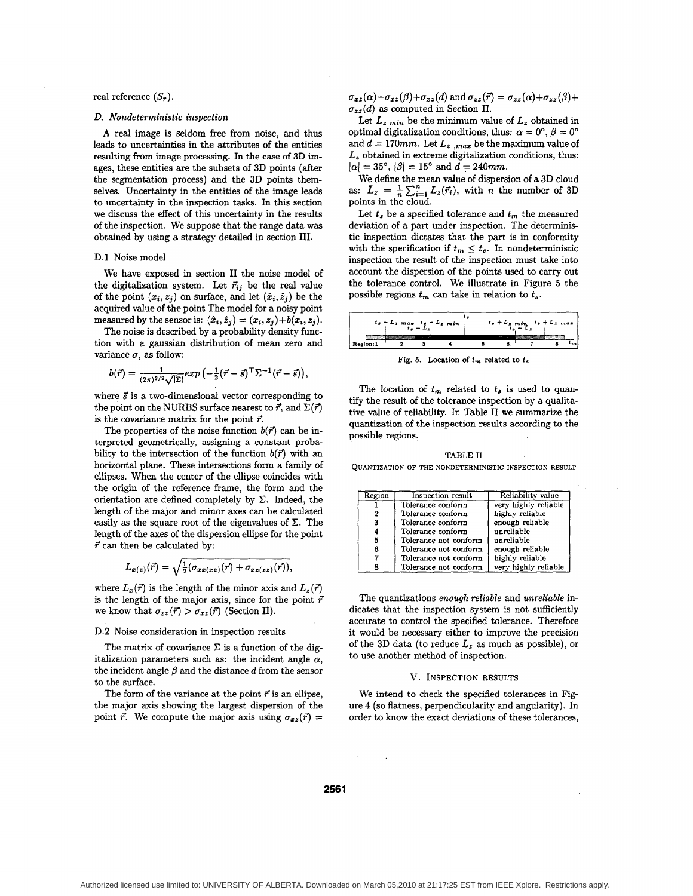real reference ($S_r$).

### D. Nondeterministic inspection

A real image is seldom free from noise, and thus leads to uncertainties in the attributes of the entities resulting from image processing. In the case of 3D images, these entities are the subsets of 3D points (after the segmentation process) and the 3D points themselves. Uncertainty in the entities of the image leads to uncertainty in the inspection tasks. In this section we discuss the effect of this uncertainty in the results of the inspection. We suppose that the range data was obtained by using a strategy detailed in section III.

#### D.1 Noise model

We have exposed in section II the noise model of the digitalization system. Let $\vec{r}_{ij}$ be the real value of the point $(x_i, z_j)$ on surface, and let $(\hat{x}_i, \hat{z}_j)$ be the acquired value of the point The model for a noisy point measured by the sensor is: $(\hat{x}_i, \hat{z}_j) = (x_i, z_j) + b(x_i, z_j)$.

The noise is described by a probability density function with a gaussian distribution of mean zero and variance $\sigma$, as follow:

$$b(\vec{r}) = \frac{1}{(2\pi)^{3/2}\sqrt{|\Sigma|}} exp\left(-\frac{1}{2}(\vec{r}-\vec{s})^\top \Sigma^{-1} (\vec{r}-\vec{s})\right),$$

where $\vec{s}$ is a two-dimensional vector corresponding to the point on the NURBS surface nearest to $\vec{r}$, and $\Sigma(\vec{r})$ is the covariance matrix for the point $\vec{r}$.

The properties of the noise function $b(\vec{r})$ can be interpreted geometrically, assigning a constant probability to the intersection of the function $b(\vec{r})$ with an horizontal plane. These intersections form a family of ellipses. When the center of the ellipse coincides with the origin of the reference frame, the form and the orientation are defined completely by $\Sigma$. Indeed, the length of the major and minor axes can be calculated easily as the square root of the eigenvalues of $\Sigma$. The length of the axes of the dispersion ellipse for the point $\vec{r}$ can then be calculated by:

$$L_{x(z)}(\vec{r}) = \sqrt{\frac{1}{2}(\sigma_{xx(zz)}(\vec{r}) + \sigma_{xz(zz)}(\vec{r}))},$$

where $L_x(\vec{r})$ is the length of the minor axis and $L_z(\vec{r})$ is the length of the major axis, since for the point $\vec{r}$ we know that $\sigma_{zz}(\vec{r}) > \sigma_{xx}(\vec{r})$ (Section II).

#### D.2 Noise consideration in inspection results

The matrix of covariance $\Sigma$ is a function of the digitalization parameters such as: the incident angle $\alpha$, the incident angle $\beta$ and the distance $d$ from the sensor to the surface.

The form of the variance at the point $\vec{r}$ is an ellipse, the major axis showing the largest dispersion of the point $\vec{r}$. We compute the major axis using $\sigma_{xz}(\vec{r}) = \sigma_{xz}(\alpha)+\sigma_{xz}(\beta)+\sigma_{xz}(d)$ and $\sigma_{zz}(\vec{r}) = \sigma_{zz}(\alpha)+\sigma_{zz}(\beta)+\sigma_{zz}(d)$ as computed in Section II.

Let $L_{z\ min}$ be the minimum value of $L_z$ obtained in optimal digitalization conditions, thus: $\alpha = 0°$, $\beta = 0°$ and $d = 170mm$. Let $L_{z\ ,max}$ be the maximum value of $L_z$ obtained in extreme digitalization conditions, thus: $|\alpha| = 35°$, $|\beta| = 15°$ and $d = 240mm$.

We define the mean value of dispersion of a 3D cloud as: $\bar{L}_z = \frac{1}{n}\sum_{i=1}^{n} L_z(\vec{r}_i)$, with $n$ the number of 3D points in the cloud.

Let $t_s$ be a specified tolerance and $t_m$ the measured deviation of a part under inspection. The deterministic inspection dictates that the part is in conformity with the specification if $t_m \leq t_s$. In nondeterministic inspection the result of the inspection must take into account the dispersion of the points used to carry out the tolerance control. We illustrate in Figure 5 the possible regions $t_m$ can take in relation to $t_s$.

Fig. 5. Location of $t_m$ related to $t_s$

The location of $t_m$ related to $t_s$ is used to quantify the result of the tolerance inspection by a qualitative value of reliability. In Table II we summarize the quantization of the inspection results according to the possible regions.

TABLE II
QUANTIZATION OF THE NONDETERMINISTIC INSPECTION RESULT

| Region | Inspection result | Reliability value |
|---|---|---|
| 1 | Tolerance conform | very highly reliable |
| 2 | Tolerance conform | highly reliable |
| 3 | Tolerance conform | enough reliable |
| 4 | Tolerance conform | unreliable |
| 5 | Tolerance not conform | unreliable |
| 6 | Tolerance not conform | enough reliable |
| 7 | Tolerance not conform | highly reliable |
| 8 | Tolerance not conform | very highly reliable |

The quantizations *enough reliable* and *unreliable* indicates that the inspection system is not sufficiently accurate to control the specified tolerance. Therefore it would be necessary either to improve the precision of the 3D data (to reduce $\bar{L}_z$ as much as possible), or to use another method of inspection.

## V. Inspection results

We intend to check the specified tolerances in Figure 4 (so flatness, perpendicularity and angularity). In order to know the exact deviations of these tolerances,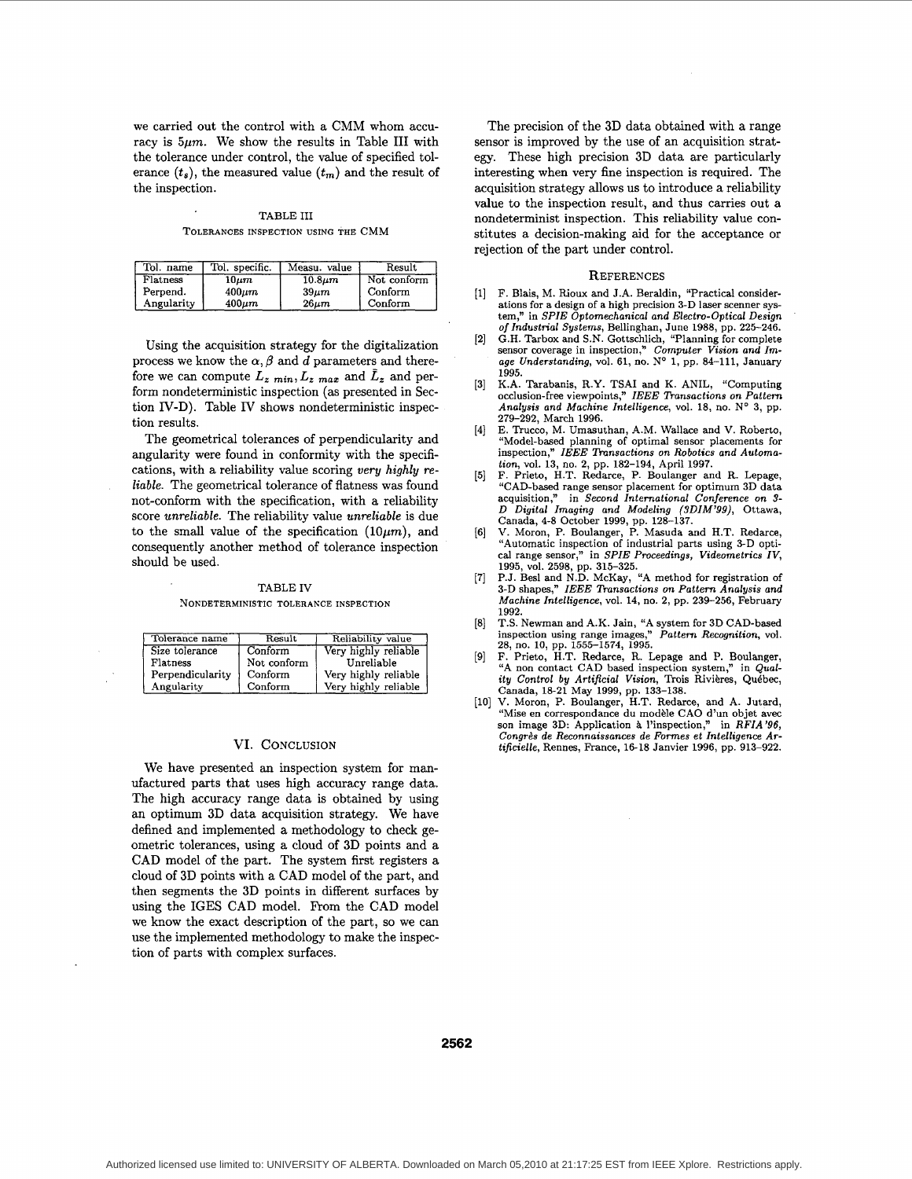we carried out the control with a CMM whom accuracy is $5\mu m$. We show the results in Table III with the tolerance under control, the value of specified tolerance ($t_s$), the measured value ($t_m$) and the result of the inspection.

TABLE III

TOLERANCES INSPECTION USING THE CMM

| Tol. name | Tol. specific. | Measu. value | Result |
|---|---|---|---|
| Flatness | $10\mu m$ | $10.8\mu m$ | Not conform |
| Perpend. | $400\mu m$ | $39\mu m$ | Conform |
| Angularity | $400\mu m$ | $26\mu m$ | Conform |

Using the acquisition strategy for the digitalization process we know the $\alpha, \beta$ and $d$ parameters and therefore we can compute $L_{z\ min}, L_{z\ max}$ and $\bar{L}_z$ and perform nondeterministic inspection (as presented in Section IV-D). Table IV shows nondeterministic inspection results.

The geometrical tolerances of perpendicularity and angularity were found in conformity with the specifications, with a reliability value scoring *very highly reliable*. The geometrical tolerance of flatness was found not-conform with the specification, with a reliability score *unreliable*. The reliability value *unreliable* is due to the small value of the specification ($10\mu m$), and consequently another method of tolerance inspection should be used.

TABLE IV

NONDETERMINISTIC TOLERANCE INSPECTION

| Tolerance name | Result | Reliability value |
|---|---|---|
| Size tolerance | Conform | Very highly reliable |
| Flatness | Not conform | Unreliable |
| Perpendicularity | Conform | Very highly reliable |
| Angularity | Conform | Very highly reliable |

## VI. Conclusion

We have presented an inspection system for manufactured parts that uses high accuracy range data. The high accuracy range data is obtained by using an optimum 3D data acquisition strategy. We have defined and implemented a methodology to check geometric tolerances, using a cloud of 3D points and a CAD model of the part. The system first registers a cloud of 3D points with a CAD model of the part, and then segments the 3D points in different surfaces by using the IGES CAD model. From the CAD model we know the exact description of the part, so we can use the implemented methodology to make the inspection of parts with complex surfaces.

The precision of the 3D data obtained with a range sensor is improved by the use of an acquisition strategy. These high precision 3D data are particularly interesting when very fine inspection is required. The acquisition strategy allows us to introduce a reliability value to the inspection result, and thus carries out a nondeterminist inspection. This reliability value constitutes a decision-making aid for the acceptance or rejection of the part under control.

## References

[1] F. Blais, M. Rioux and J.A. Beraldin, "Practical considerations for a design of a high precision 3-D laser scanner system," in *SPIE Optomechanical and Electro-Optical Design of Industrial Systems*, Bellinghan, June 1988, pp. 225–246.

[2] G.H. Tarbox and S.N. Gottschlich, "Planning for complete sensor coverage in inspection," *Computer Vision and Image Understanding*, vol. 61, no. N° 1, pp. 84–111, January 1995.

[3] K.A. Tarabanis, R.Y. TSAI and K. ANIL, "Computing occlusion-free viewpoints," *IEEE Transactions on Pattern Analysis and Machine Intelligence*, vol. 18, no. N° 3, pp. 279–292, March 1996.

[4] E. Trucco, M. Umasuthan, A.M. Wallace and V. Roberto, "Model-based planning of optimal sensor placements for inspection," *IEEE Transactions on Robotics and Automation*, vol. 13, no. 2, pp. 182–194, April 1997.

[5] F. Prieto, H.T. Redarce, P. Boulanger and R. Lepage, "CAD-based range sensor placement for optimum 3D data acquisition," in *Second International Conference on 3-D Digital Imaging and Modeling (3DIM'99)*, Ottawa, Canada, 4-8 October 1999, pp. 128–137.

[6] V. Moron, P. Boulanger, P. Masuda and H.T. Redarce, "Automatic inspection of industrial parts using 3-D optical range sensor," in *SPIE Proceedings, Videometrics IV*, 1995, vol. 2598, pp. 315–325.

[7] P.J. Besl and N.D. McKay, "A method for registration of 3-D shapes," *IEEE Transactions on Pattern Analysis and Machine Intelligence*, vol. 14, no. 2, pp. 239–256, February 1992.

[8] T.S. Newman and A.K. Jain, "A system for 3D CAD-based inspection using range images," *Pattern Recognition*, vol. 28, no. 10, pp. 1555–1574, 1995.

[9] F. Prieto, H.T. Redarce, R. Lepage and P. Boulanger, "A non contact CAD based inspection system," in *Quality Control by Artificial Vision*, Trois Rivières, Québec, Canada, 18-21 May 1999, pp. 133–138.

[10] V. Moron, P. Boulanger, H.T. Redarce, and A. Jutard, "Mise en correspondance du modèle CAO d'un objet avec son image 3D: Application à l'inspection," in *RFIA'96, Congrès de Reconnaissances de Formes et Intelligence Artificielle*, Rennes, France, 16-18 Janvier 1996, pp. 913–922.